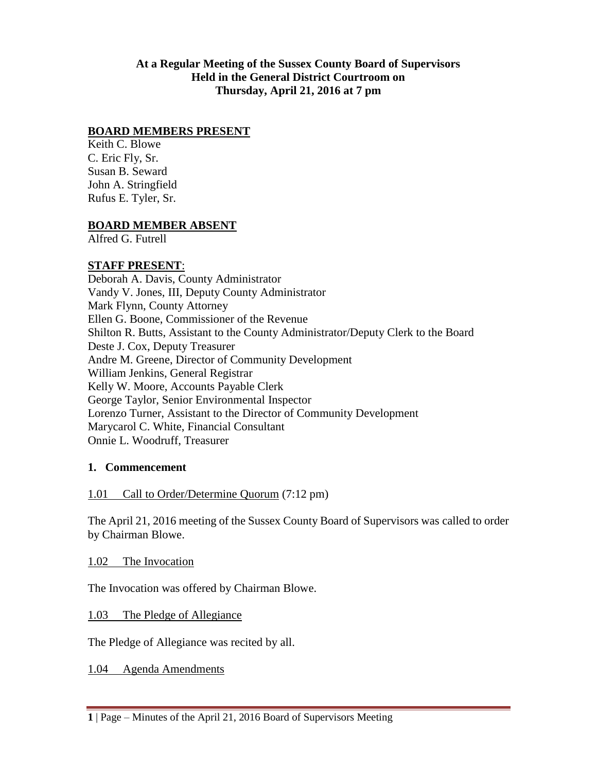**At a Regular Meeting of the Sussex County Board of Supervisors**
**Held in the General District Courtroom on**
**Thursday, April 21, 2016 at 7 pm**

**BOARD MEMBERS PRESENT**

Keith C. Blowe
C. Eric Fly, Sr.
Susan B. Seward
John A. Stringfield
Rufus E. Tyler, Sr.

**BOARD MEMBER ABSENT**

Alfred G. Futrell

**STAFF PRESENT**:

Deborah A. Davis, County Administrator
Vandy V. Jones, III, Deputy County Administrator
Mark Flynn, County Attorney
Ellen G. Boone, Commissioner of the Revenue
Shilton R. Butts, Assistant to the County Administrator/Deputy Clerk to the Board
Deste J. Cox, Deputy Treasurer
Andre M. Greene, Director of Community Development
William Jenkins, General Registrar
Kelly W. Moore, Accounts Payable Clerk
George Taylor, Senior Environmental Inspector
Lorenzo Turner, Assistant to the Director of Community Development
Marycarol C. White, Financial Consultant
Onnie L. Woodruff, Treasurer

**1. Commencement**

1.01 Call to Order/Determine Quorum (7:12 pm)

The April 21, 2016 meeting of the Sussex County Board of Supervisors was called to order by Chairman Blowe.

1.02 The Invocation

The Invocation was offered by Chairman Blowe.

1.03 The Pledge of Allegiance

The Pledge of Allegiance was recited by all.

1.04 Agenda Amendments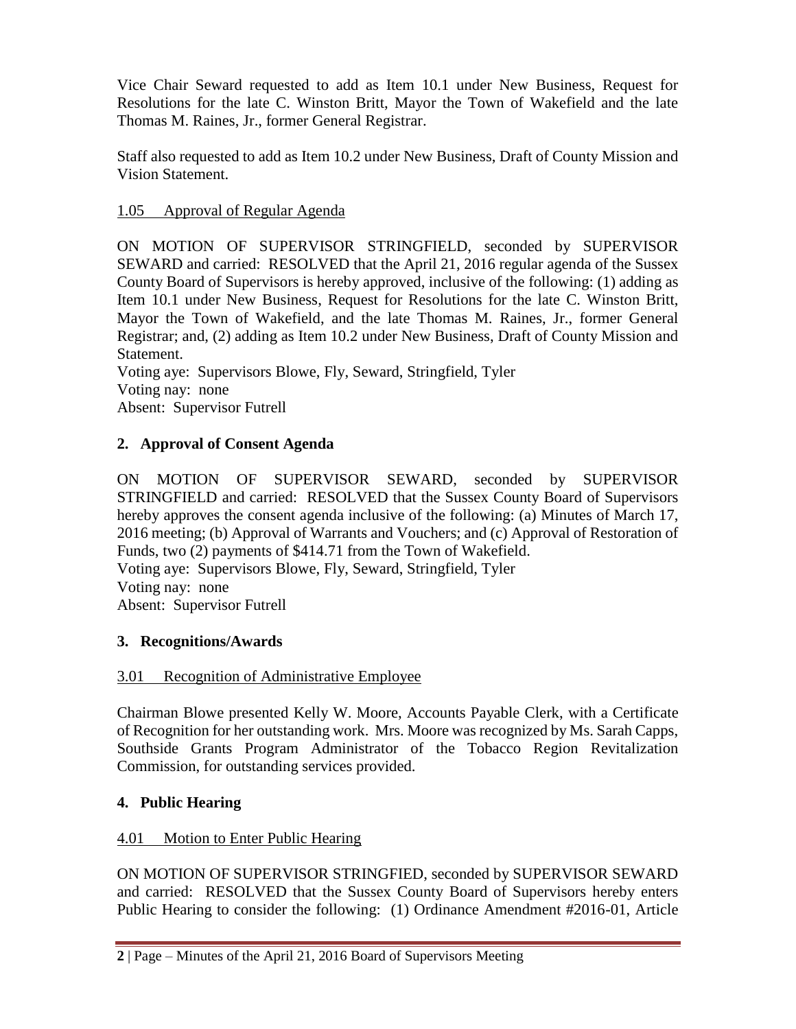Vice Chair Seward requested to add as Item 10.1 under New Business, Request for Resolutions for the late C. Winston Britt, Mayor the Town of Wakefield and the late Thomas M. Raines, Jr., former General Registrar.

Staff also requested to add as Item 10.2 under New Business, Draft of County Mission and Vision Statement.

1.05 Approval of Regular Agenda

ON MOTION OF SUPERVISOR STRINGFIELD, seconded by SUPERVISOR SEWARD and carried: RESOLVED that the April 21, 2016 regular agenda of the Sussex County Board of Supervisors is hereby approved, inclusive of the following: (1) adding as Item 10.1 under New Business, Request for Resolutions for the late C. Winston Britt, Mayor the Town of Wakefield, and the late Thomas M. Raines, Jr., former General Registrar; and, (2) adding as Item 10.2 under New Business, Draft of County Mission and Statement.
Voting aye: Supervisors Blowe, Fly, Seward, Stringfield, Tyler
Voting nay: none
Absent: Supervisor Futrell

## 2. Approval of Consent Agenda

ON MOTION OF SUPERVISOR SEWARD, seconded by SUPERVISOR STRINGFIELD and carried: RESOLVED that the Sussex County Board of Supervisors hereby approves the consent agenda inclusive of the following: (a) Minutes of March 17, 2016 meeting; (b) Approval of Warrants and Vouchers; and (c) Approval of Restoration of Funds, two (2) payments of $414.71 from the Town of Wakefield.
Voting aye: Supervisors Blowe, Fly, Seward, Stringfield, Tyler
Voting nay: none
Absent: Supervisor Futrell

## 3. Recognitions/Awards

3.01 Recognition of Administrative Employee

Chairman Blowe presented Kelly W. Moore, Accounts Payable Clerk, with a Certificate of Recognition for her outstanding work. Mrs. Moore was recognized by Ms. Sarah Capps, Southside Grants Program Administrator of the Tobacco Region Revitalization Commission, for outstanding services provided.

## 4. Public Hearing

4.01 Motion to Enter Public Hearing

ON MOTION OF SUPERVISOR STRINGFIED, seconded by SUPERVISOR SEWARD and carried: RESOLVED that the Sussex County Board of Supervisors hereby enters Public Hearing to consider the following: (1) Ordinance Amendment #2016-01, Article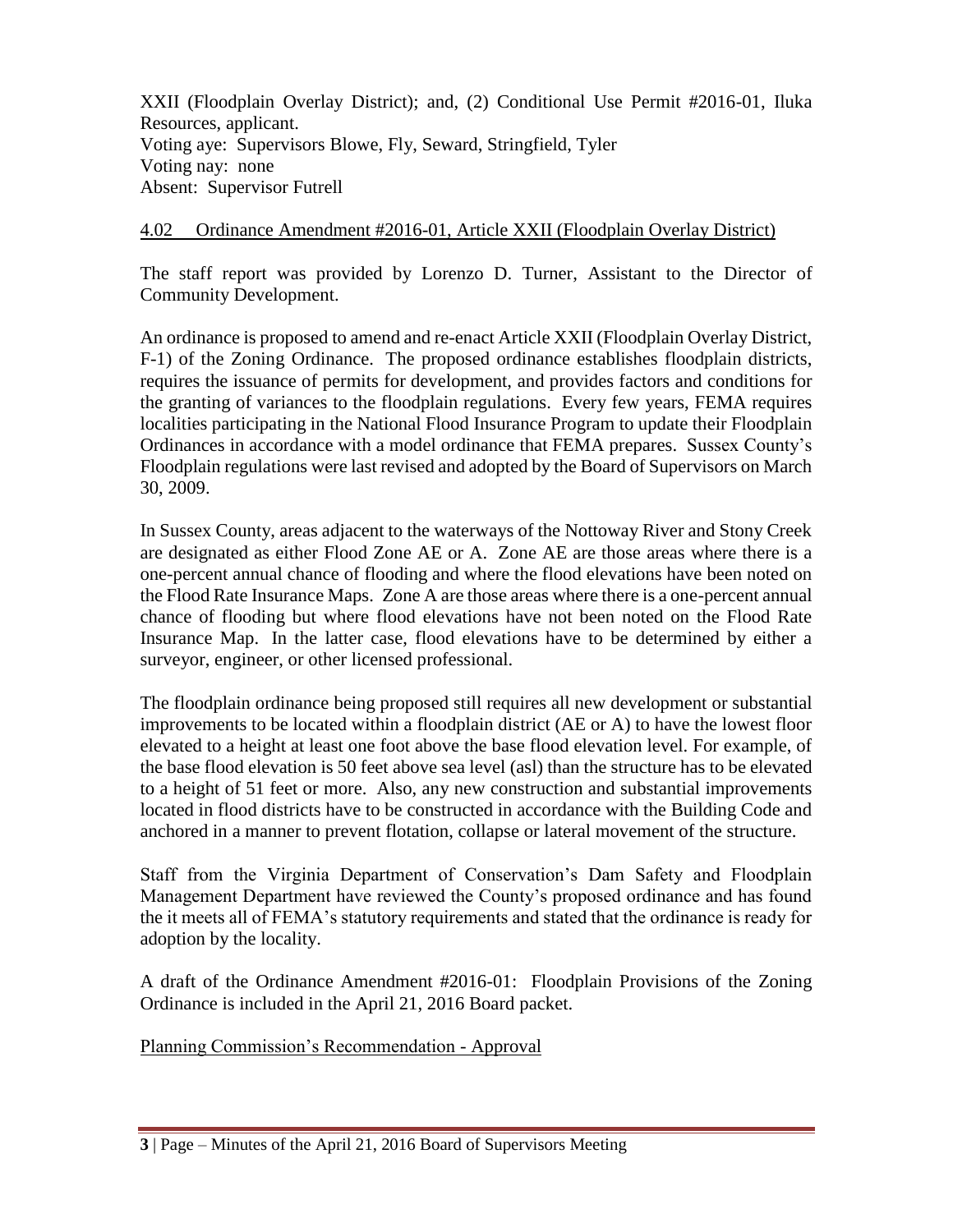XXII (Floodplain Overlay District); and, (2) Conditional Use Permit #2016-01, Iluka Resources, applicant.
Voting aye: Supervisors Blowe, Fly, Seward, Stringfield, Tyler
Voting nay: none
Absent: Supervisor Futrell

4.02 Ordinance Amendment #2016-01, Article XXII (Floodplain Overlay District)

The staff report was provided by Lorenzo D. Turner, Assistant to the Director of Community Development.

An ordinance is proposed to amend and re-enact Article XXII (Floodplain Overlay District, F-1) of the Zoning Ordinance. The proposed ordinance establishes floodplain districts, requires the issuance of permits for development, and provides factors and conditions for the granting of variances to the floodplain regulations. Every few years, FEMA requires localities participating in the National Flood Insurance Program to update their Floodplain Ordinances in accordance with a model ordinance that FEMA prepares. Sussex County's Floodplain regulations were last revised and adopted by the Board of Supervisors on March 30, 2009.

In Sussex County, areas adjacent to the waterways of the Nottoway River and Stony Creek are designated as either Flood Zone AE or A. Zone AE are those areas where there is a one-percent annual chance of flooding and where the flood elevations have been noted on the Flood Rate Insurance Maps. Zone A are those areas where there is a one-percent annual chance of flooding but where flood elevations have not been noted on the Flood Rate Insurance Map. In the latter case, flood elevations have to be determined by either a surveyor, engineer, or other licensed professional.

The floodplain ordinance being proposed still requires all new development or substantial improvements to be located within a floodplain district (AE or A) to have the lowest floor elevated to a height at least one foot above the base flood elevation level. For example, of the base flood elevation is 50 feet above sea level (asl) than the structure has to be elevated to a height of 51 feet or more. Also, any new construction and substantial improvements located in flood districts have to be constructed in accordance with the Building Code and anchored in a manner to prevent flotation, collapse or lateral movement of the structure.

Staff from the Virginia Department of Conservation's Dam Safety and Floodplain Management Department have reviewed the County's proposed ordinance and has found the it meets all of FEMA's statutory requirements and stated that the ordinance is ready for adoption by the locality.

A draft of the Ordinance Amendment #2016-01: Floodplain Provisions of the Zoning Ordinance is included in the April 21, 2016 Board packet.

Planning Commission's Recommendation - Approval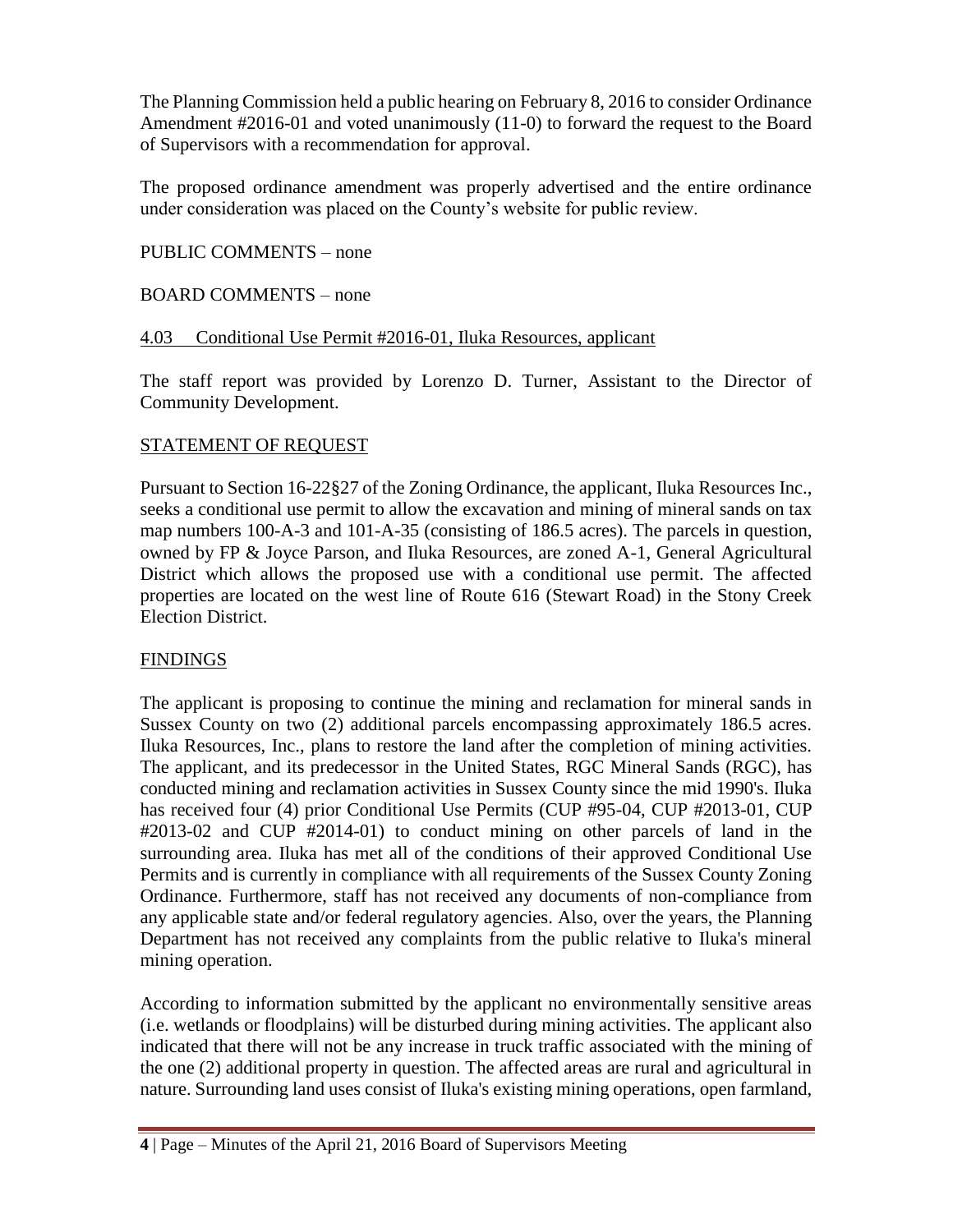The Planning Commission held a public hearing on February 8, 2016 to consider Ordinance Amendment #2016-01 and voted unanimously (11-0) to forward the request to the Board of Supervisors with a recommendation for approval.

The proposed ordinance amendment was properly advertised and the entire ordinance under consideration was placed on the County's website for public review.

PUBLIC COMMENTS – none

BOARD COMMENTS – none

4.03 Conditional Use Permit #2016-01, Iluka Resources, applicant

The staff report was provided by Lorenzo D. Turner, Assistant to the Director of Community Development.

STATEMENT OF REQUEST

Pursuant to Section 16-22§27 of the Zoning Ordinance, the applicant, Iluka Resources Inc., seeks a conditional use permit to allow the excavation and mining of mineral sands on tax map numbers 100-A-3 and 101-A-35 (consisting of 186.5 acres). The parcels in question, owned by FP & Joyce Parson, and Iluka Resources, are zoned A-1, General Agricultural District which allows the proposed use with a conditional use permit. The affected properties are located on the west line of Route 616 (Stewart Road) in the Stony Creek Election District.

FINDINGS

The applicant is proposing to continue the mining and reclamation for mineral sands in Sussex County on two (2) additional parcels encompassing approximately 186.5 acres. Iluka Resources, Inc., plans to restore the land after the completion of mining activities. The applicant, and its predecessor in the United States, RGC Mineral Sands (RGC), has conducted mining and reclamation activities in Sussex County since the mid 1990's. Iluka has received four (4) prior Conditional Use Permits (CUP #95-04, CUP #2013-01, CUP #2013-02 and CUP #2014-01) to conduct mining on other parcels of land in the surrounding area. Iluka has met all of the conditions of their approved Conditional Use Permits and is currently in compliance with all requirements of the Sussex County Zoning Ordinance. Furthermore, staff has not received any documents of non-compliance from any applicable state and/or federal regulatory agencies. Also, over the years, the Planning Department has not received any complaints from the public relative to Iluka's mineral mining operation.

According to information submitted by the applicant no environmentally sensitive areas (i.e. wetlands or floodplains) will be disturbed during mining activities. The applicant also indicated that there will not be any increase in truck traffic associated with the mining of the one (2) additional property in question. The affected areas are rural and agricultural in nature. Surrounding land uses consist of Iluka's existing mining operations, open farmland,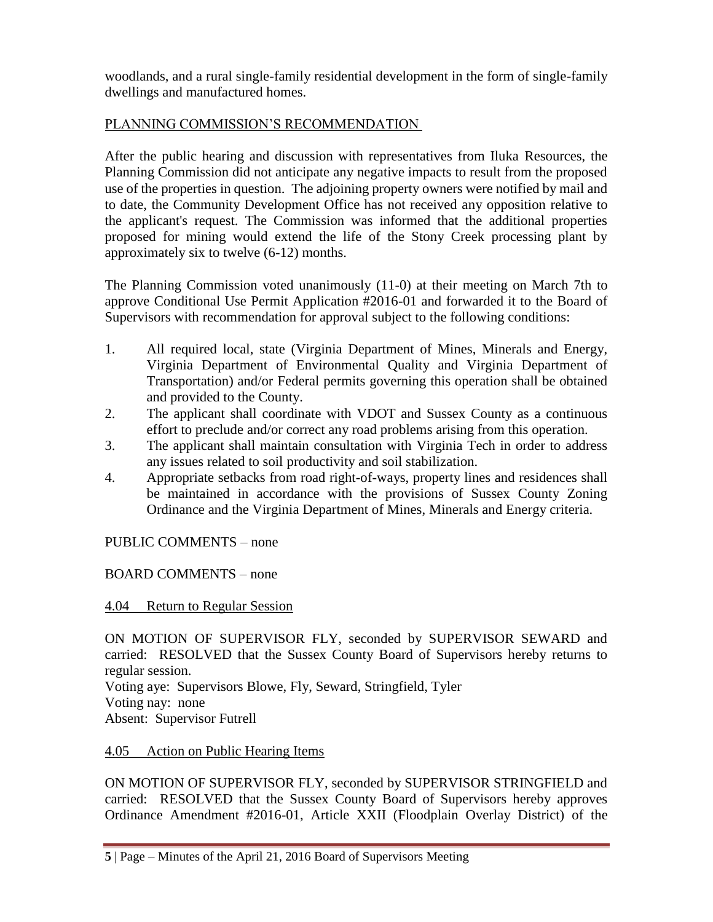woodlands, and a rural single-family residential development in the form of single-family dwellings and manufactured homes.

PLANNING COMMISSION'S RECOMMENDATION

After the public hearing and discussion with representatives from Iluka Resources, the Planning Commission did not anticipate any negative impacts to result from the proposed use of the properties in question. The adjoining property owners were notified by mail and to date, the Community Development Office has not received any opposition relative to the applicant's request. The Commission was informed that the additional properties proposed for mining would extend the life of the Stony Creek processing plant by approximately six to twelve (6-12) months.

The Planning Commission voted unanimously (11-0) at their meeting on March 7th to approve Conditional Use Permit Application #2016-01 and forwarded it to the Board of Supervisors with recommendation for approval subject to the following conditions:

1. All required local, state (Virginia Department of Mines, Minerals and Energy, Virginia Department of Environmental Quality and Virginia Department of Transportation) and/or Federal permits governing this operation shall be obtained and provided to the County.
2. The applicant shall coordinate with VDOT and Sussex County as a continuous effort to preclude and/or correct any road problems arising from this operation.
3. The applicant shall maintain consultation with Virginia Tech in order to address any issues related to soil productivity and soil stabilization.
4. Appropriate setbacks from road right-of-ways, property lines and residences shall be maintained in accordance with the provisions of Sussex County Zoning Ordinance and the Virginia Department of Mines, Minerals and Energy criteria.

PUBLIC COMMENTS – none

BOARD COMMENTS – none

4.04 Return to Regular Session

ON MOTION OF SUPERVISOR FLY, seconded by SUPERVISOR SEWARD and carried: RESOLVED that the Sussex County Board of Supervisors hereby returns to regular session.
Voting aye: Supervisors Blowe, Fly, Seward, Stringfield, Tyler
Voting nay: none
Absent: Supervisor Futrell

4.05 Action on Public Hearing Items

ON MOTION OF SUPERVISOR FLY, seconded by SUPERVISOR STRINGFIELD and carried: RESOLVED that the Sussex County Board of Supervisors hereby approves Ordinance Amendment #2016-01, Article XXII (Floodplain Overlay District) of the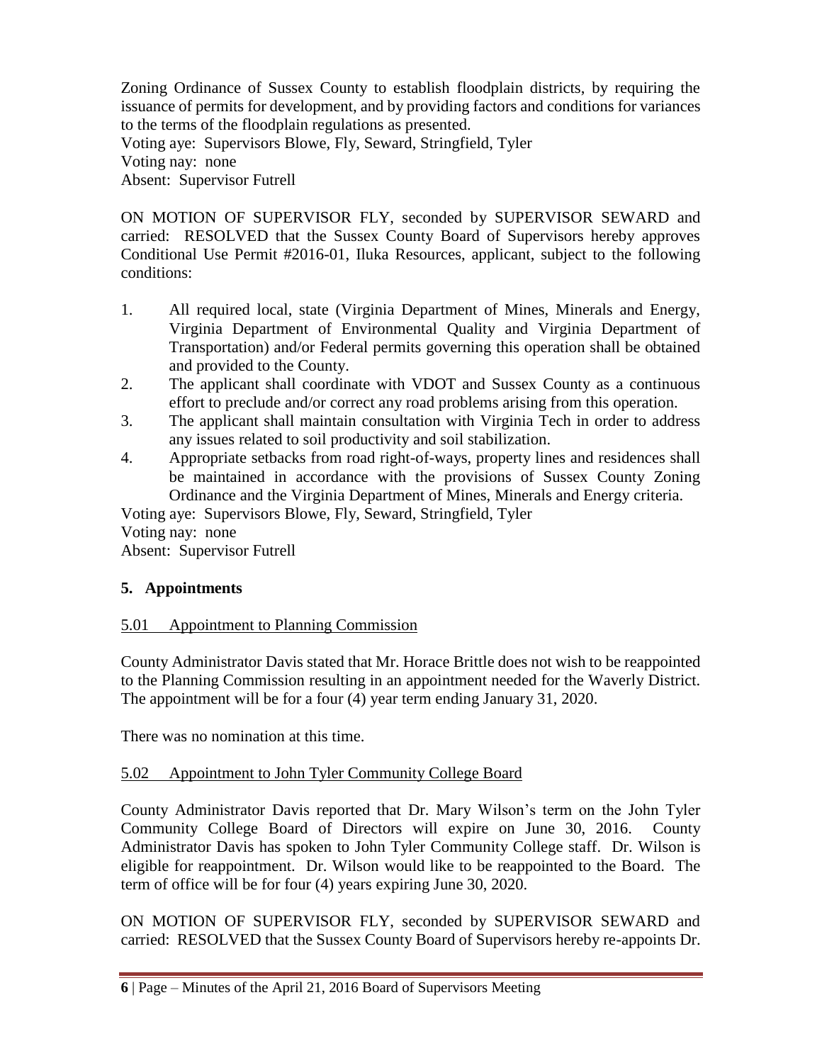Zoning Ordinance of Sussex County to establish floodplain districts, by requiring the issuance of permits for development, and by providing factors and conditions for variances to the terms of the floodplain regulations as presented.
Voting aye: Supervisors Blowe, Fly, Seward, Stringfield, Tyler
Voting nay: none
Absent: Supervisor Futrell

ON MOTION OF SUPERVISOR FLY, seconded by SUPERVISOR SEWARD and carried: RESOLVED that the Sussex County Board of Supervisors hereby approves Conditional Use Permit #2016-01, Iluka Resources, applicant, subject to the following conditions:

1. All required local, state (Virginia Department of Mines, Minerals and Energy, Virginia Department of Environmental Quality and Virginia Department of Transportation) and/or Federal permits governing this operation shall be obtained and provided to the County.
2. The applicant shall coordinate with VDOT and Sussex County as a continuous effort to preclude and/or correct any road problems arising from this operation.
3. The applicant shall maintain consultation with Virginia Tech in order to address any issues related to soil productivity and soil stabilization.
4. Appropriate setbacks from road right-of-ways, property lines and residences shall be maintained in accordance with the provisions of Sussex County Zoning Ordinance and the Virginia Department of Mines, Minerals and Energy criteria.

Voting aye: Supervisors Blowe, Fly, Seward, Stringfield, Tyler
Voting nay: none
Absent: Supervisor Futrell

## 5. Appointments

### 5.01 Appointment to Planning Commission

County Administrator Davis stated that Mr. Horace Brittle does not wish to be reappointed to the Planning Commission resulting in an appointment needed for the Waverly District. The appointment will be for a four (4) year term ending January 31, 2020.

There was no nomination at this time.

### 5.02 Appointment to John Tyler Community College Board

County Administrator Davis reported that Dr. Mary Wilson's term on the John Tyler Community College Board of Directors will expire on June 30, 2016. County Administrator Davis has spoken to John Tyler Community College staff. Dr. Wilson is eligible for reappointment. Dr. Wilson would like to be reappointed to the Board. The term of office will be for four (4) years expiring June 30, 2020.

ON MOTION OF SUPERVISOR FLY, seconded by SUPERVISOR SEWARD and carried: RESOLVED that the Sussex County Board of Supervisors hereby re-appoints Dr.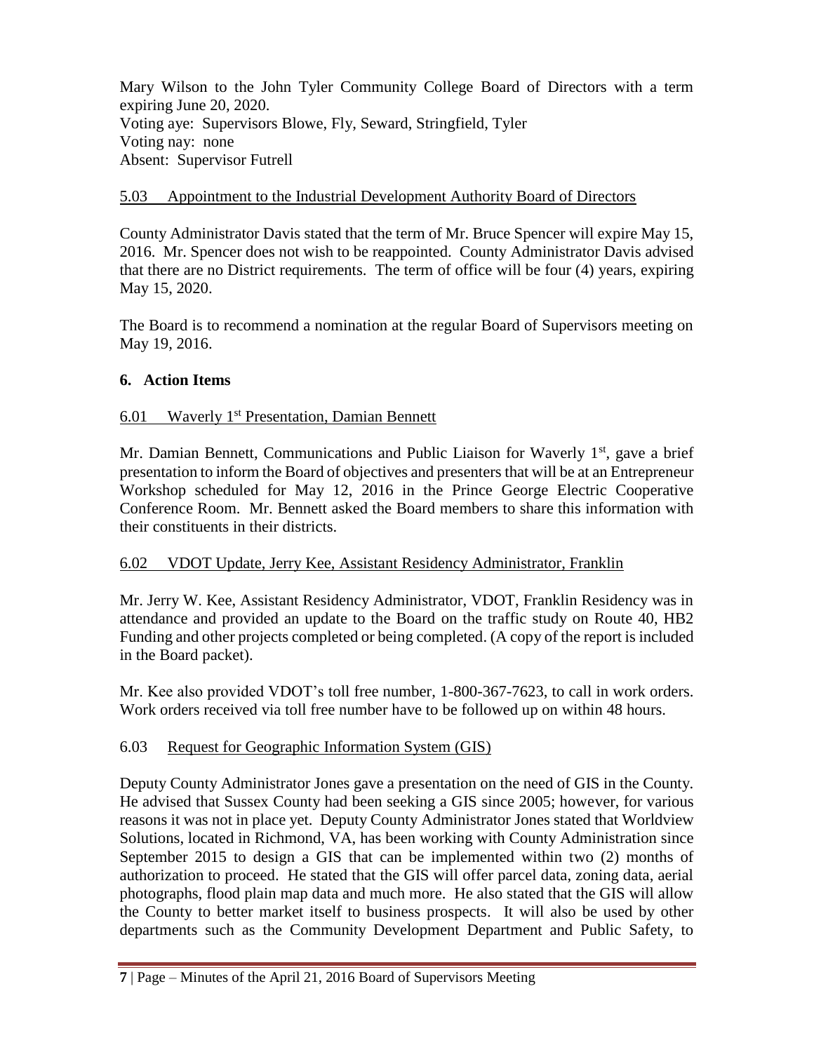Mary Wilson to the John Tyler Community College Board of Directors with a term expiring June 20, 2020.
Voting aye: Supervisors Blowe, Fly, Seward, Stringfield, Tyler
Voting nay: none
Absent: Supervisor Futrell

5.03 Appointment to the Industrial Development Authority Board of Directors

County Administrator Davis stated that the term of Mr. Bruce Spencer will expire May 15, 2016. Mr. Spencer does not wish to be reappointed. County Administrator Davis advised that there are no District requirements. The term of office will be four (4) years, expiring May 15, 2020.

The Board is to recommend a nomination at the regular Board of Supervisors meeting on May 19, 2016.

## 6. Action Items

6.01 Waverly 1st Presentation, Damian Bennett

Mr. Damian Bennett, Communications and Public Liaison for Waverly 1st, gave a brief presentation to inform the Board of objectives and presenters that will be at an Entrepreneur Workshop scheduled for May 12, 2016 in the Prince George Electric Cooperative Conference Room. Mr. Bennett asked the Board members to share this information with their constituents in their districts.

6.02 VDOT Update, Jerry Kee, Assistant Residency Administrator, Franklin

Mr. Jerry W. Kee, Assistant Residency Administrator, VDOT, Franklin Residency was in attendance and provided an update to the Board on the traffic study on Route 40, HB2 Funding and other projects completed or being completed. (A copy of the report is included in the Board packet).

Mr. Kee also provided VDOT's toll free number, 1-800-367-7623, to call in work orders. Work orders received via toll free number have to be followed up on within 48 hours.

6.03 Request for Geographic Information System (GIS)

Deputy County Administrator Jones gave a presentation on the need of GIS in the County. He advised that Sussex County had been seeking a GIS since 2005; however, for various reasons it was not in place yet. Deputy County Administrator Jones stated that Worldview Solutions, located in Richmond, VA, has been working with County Administration since September 2015 to design a GIS that can be implemented within two (2) months of authorization to proceed. He stated that the GIS will offer parcel data, zoning data, aerial photographs, flood plain map data and much more. He also stated that the GIS will allow the County to better market itself to business prospects. It will also be used by other departments such as the Community Development Department and Public Safety, to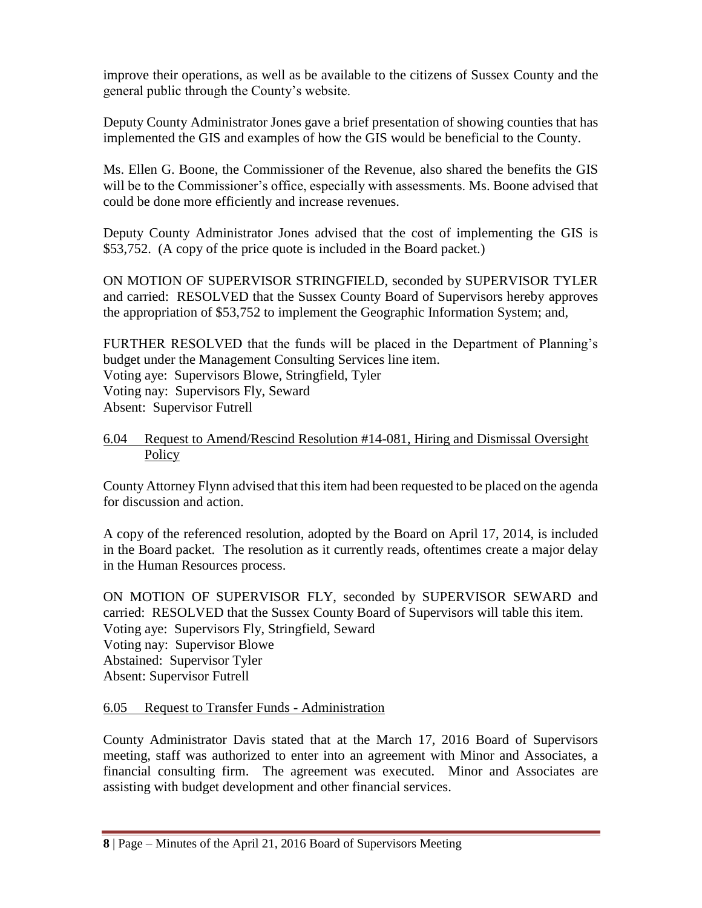improve their operations, as well as be available to the citizens of Sussex County and the general public through the County's website.

Deputy County Administrator Jones gave a brief presentation of showing counties that has implemented the GIS and examples of how the GIS would be beneficial to the County.

Ms. Ellen G. Boone, the Commissioner of the Revenue, also shared the benefits the GIS will be to the Commissioner's office, especially with assessments. Ms. Boone advised that could be done more efficiently and increase revenues.

Deputy County Administrator Jones advised that the cost of implementing the GIS is $53,752. (A copy of the price quote is included in the Board packet.)

ON MOTION OF SUPERVISOR STRINGFIELD, seconded by SUPERVISOR TYLER and carried: RESOLVED that the Sussex County Board of Supervisors hereby approves the appropriation of $53,752 to implement the Geographic Information System; and,

FURTHER RESOLVED that the funds will be placed in the Department of Planning's budget under the Management Consulting Services line item.
Voting aye: Supervisors Blowe, Stringfield, Tyler
Voting nay: Supervisors Fly, Seward
Absent: Supervisor Futrell

## 6.04 Request to Amend/Rescind Resolution #14-081, Hiring and Dismissal Oversight Policy

County Attorney Flynn advised that this item had been requested to be placed on the agenda for discussion and action.

A copy of the referenced resolution, adopted by the Board on April 17, 2014, is included in the Board packet. The resolution as it currently reads, oftentimes create a major delay in the Human Resources process.

ON MOTION OF SUPERVISOR FLY, seconded by SUPERVISOR SEWARD and carried: RESOLVED that the Sussex County Board of Supervisors will table this item.
Voting aye: Supervisors Fly, Stringfield, Seward
Voting nay: Supervisor Blowe
Abstained: Supervisor Tyler
Absent: Supervisor Futrell

## 6.05 Request to Transfer Funds - Administration

County Administrator Davis stated that at the March 17, 2016 Board of Supervisors meeting, staff was authorized to enter into an agreement with Minor and Associates, a financial consulting firm. The agreement was executed. Minor and Associates are assisting with budget development and other financial services.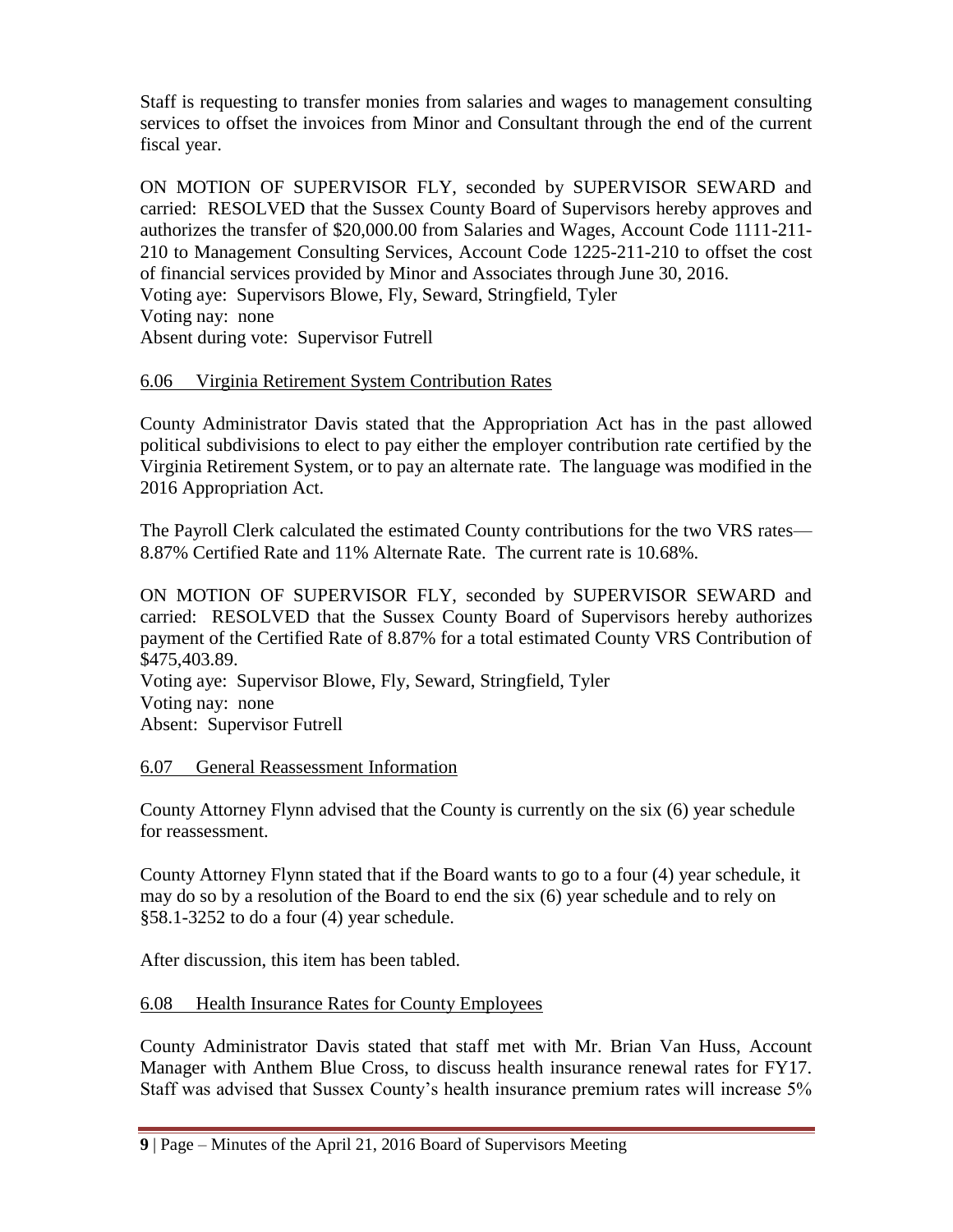Staff is requesting to transfer monies from salaries and wages to management consulting services to offset the invoices from Minor and Consultant through the end of the current fiscal year.

ON MOTION OF SUPERVISOR FLY, seconded by SUPERVISOR SEWARD and carried: RESOLVED that the Sussex County Board of Supervisors hereby approves and authorizes the transfer of $20,000.00 from Salaries and Wages, Account Code 1111-211-210 to Management Consulting Services, Account Code 1225-211-210 to offset the cost of financial services provided by Minor and Associates through June 30, 2016.
Voting aye: Supervisors Blowe, Fly, Seward, Stringfield, Tyler
Voting nay: none
Absent during vote: Supervisor Futrell

6.06 Virginia Retirement System Contribution Rates

County Administrator Davis stated that the Appropriation Act has in the past allowed political subdivisions to elect to pay either the employer contribution rate certified by the Virginia Retirement System, or to pay an alternate rate. The language was modified in the 2016 Appropriation Act.

The Payroll Clerk calculated the estimated County contributions for the two VRS rates—8.87% Certified Rate and 11% Alternate Rate. The current rate is 10.68%.

ON MOTION OF SUPERVISOR FLY, seconded by SUPERVISOR SEWARD and carried: RESOLVED that the Sussex County Board of Supervisors hereby authorizes payment of the Certified Rate of 8.87% for a total estimated County VRS Contribution of $475,403.89.
Voting aye: Supervisor Blowe, Fly, Seward, Stringfield, Tyler
Voting nay: none
Absent: Supervisor Futrell

6.07 General Reassessment Information

County Attorney Flynn advised that the County is currently on the six (6) year schedule for reassessment.

County Attorney Flynn stated that if the Board wants to go to a four (4) year schedule, it may do so by a resolution of the Board to end the six (6) year schedule and to rely on §58.1-3252 to do a four (4) year schedule.

After discussion, this item has been tabled.

6.08 Health Insurance Rates for County Employees

County Administrator Davis stated that staff met with Mr. Brian Van Huss, Account Manager with Anthem Blue Cross, to discuss health insurance renewal rates for FY17. Staff was advised that Sussex County's health insurance premium rates will increase 5%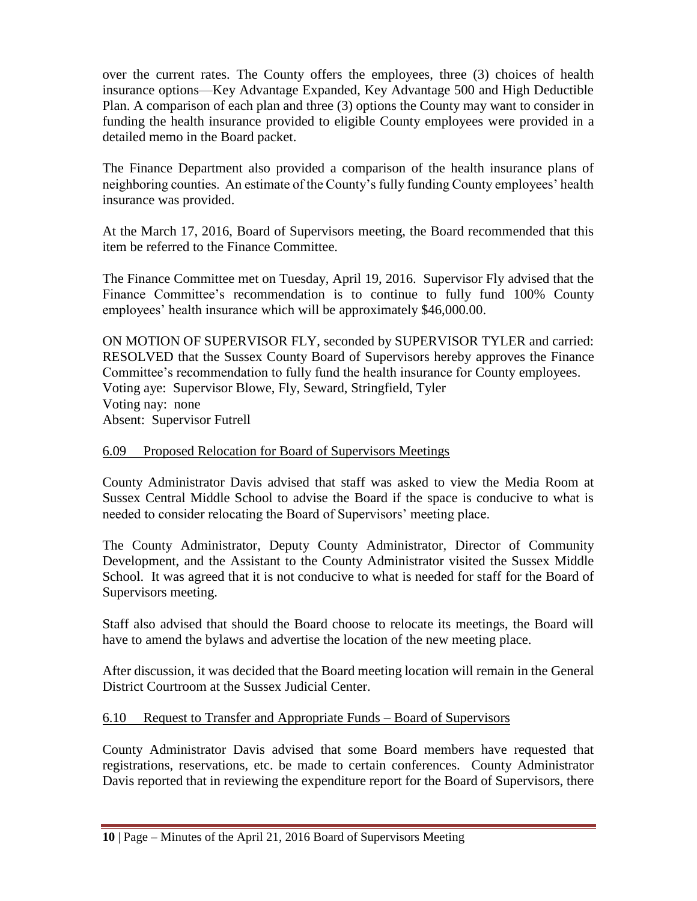over the current rates. The County offers the employees, three (3) choices of health insurance options—Key Advantage Expanded, Key Advantage 500 and High Deductible Plan. A comparison of each plan and three (3) options the County may want to consider in funding the health insurance provided to eligible County employees were provided in a detailed memo in the Board packet.

The Finance Department also provided a comparison of the health insurance plans of neighboring counties. An estimate of the County's fully funding County employees' health insurance was provided.

At the March 17, 2016, Board of Supervisors meeting, the Board recommended that this item be referred to the Finance Committee.

The Finance Committee met on Tuesday, April 19, 2016. Supervisor Fly advised that the Finance Committee's recommendation is to continue to fully fund 100% County employees' health insurance which will be approximately $46,000.00.

ON MOTION OF SUPERVISOR FLY, seconded by SUPERVISOR TYLER and carried: RESOLVED that the Sussex County Board of Supervisors hereby approves the Finance Committee's recommendation to fully fund the health insurance for County employees.
Voting aye: Supervisor Blowe, Fly, Seward, Stringfield, Tyler
Voting nay: none
Absent: Supervisor Futrell

## 6.09 Proposed Relocation for Board of Supervisors Meetings

County Administrator Davis advised that staff was asked to view the Media Room at Sussex Central Middle School to advise the Board if the space is conducive to what is needed to consider relocating the Board of Supervisors' meeting place.

The County Administrator, Deputy County Administrator, Director of Community Development, and the Assistant to the County Administrator visited the Sussex Middle School. It was agreed that it is not conducive to what is needed for staff for the Board of Supervisors meeting.

Staff also advised that should the Board choose to relocate its meetings, the Board will have to amend the bylaws and advertise the location of the new meeting place.

After discussion, it was decided that the Board meeting location will remain in the General District Courtroom at the Sussex Judicial Center.

## 6.10 Request to Transfer and Appropriate Funds – Board of Supervisors

County Administrator Davis advised that some Board members have requested that registrations, reservations, etc. be made to certain conferences. County Administrator Davis reported that in reviewing the expenditure report for the Board of Supervisors, there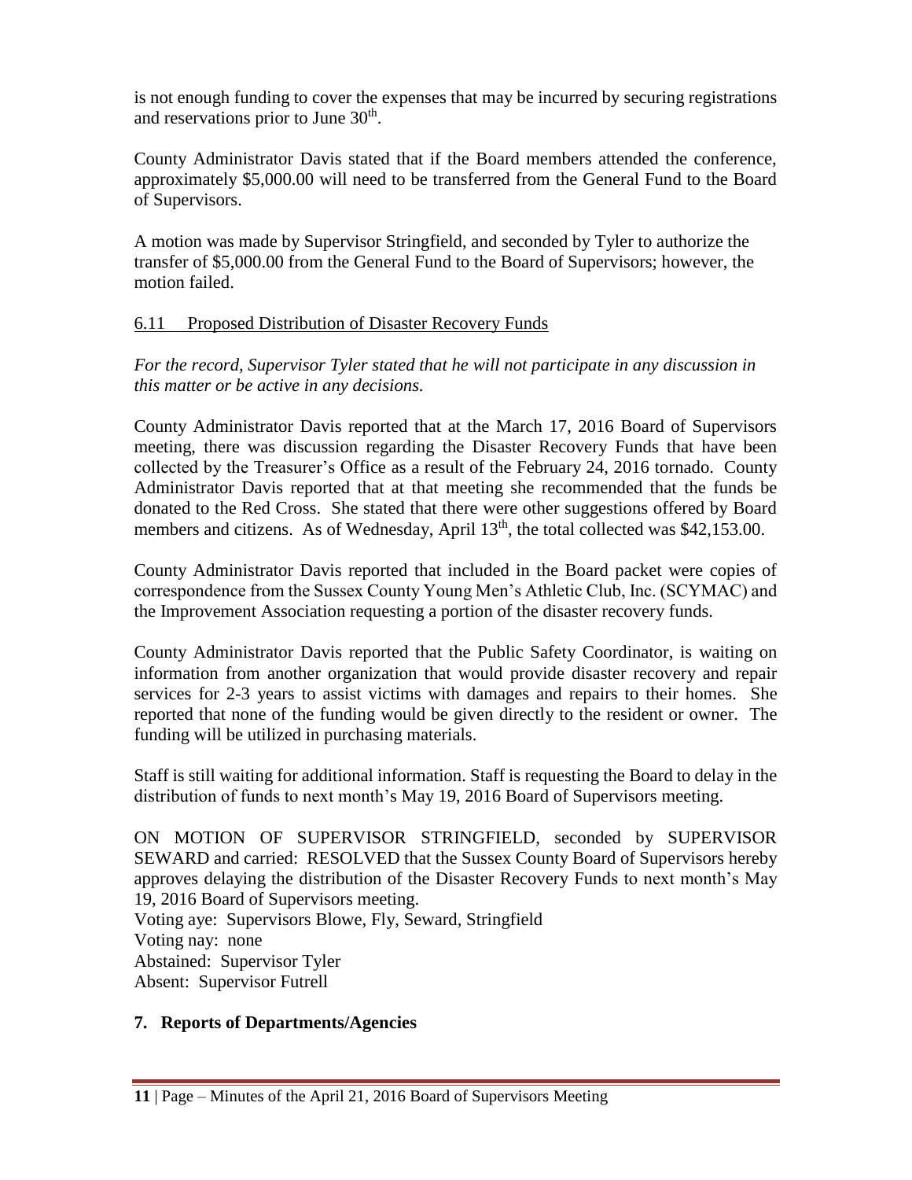is not enough funding to cover the expenses that may be incurred by securing registrations and reservations prior to June 30th.

County Administrator Davis stated that if the Board members attended the conference, approximately $5,000.00 will need to be transferred from the General Fund to the Board of Supervisors.

A motion was made by Supervisor Stringfield, and seconded by Tyler to authorize the transfer of $5,000.00 from the General Fund to the Board of Supervisors; however, the motion failed.

6.11 Proposed Distribution of Disaster Recovery Funds

*For the record, Supervisor Tyler stated that he will not participate in any discussion in this matter or be active in any decisions.*

County Administrator Davis reported that at the March 17, 2016 Board of Supervisors meeting, there was discussion regarding the Disaster Recovery Funds that have been collected by the Treasurer's Office as a result of the February 24, 2016 tornado. County Administrator Davis reported that at that meeting she recommended that the funds be donated to the Red Cross. She stated that there were other suggestions offered by Board members and citizens. As of Wednesday, April 13th, the total collected was $42,153.00.

County Administrator Davis reported that included in the Board packet were copies of correspondence from the Sussex County Young Men's Athletic Club, Inc. (SCYMAC) and the Improvement Association requesting a portion of the disaster recovery funds.

County Administrator Davis reported that the Public Safety Coordinator, is waiting on information from another organization that would provide disaster recovery and repair services for 2-3 years to assist victims with damages and repairs to their homes. She reported that none of the funding would be given directly to the resident or owner. The funding will be utilized in purchasing materials.

Staff is still waiting for additional information. Staff is requesting the Board to delay in the distribution of funds to next month's May 19, 2016 Board of Supervisors meeting.

ON MOTION OF SUPERVISOR STRINGFIELD, seconded by SUPERVISOR SEWARD and carried: RESOLVED that the Sussex County Board of Supervisors hereby approves delaying the distribution of the Disaster Recovery Funds to next month's May 19, 2016 Board of Supervisors meeting.
Voting aye: Supervisors Blowe, Fly, Seward, Stringfield
Voting nay: none
Abstained: Supervisor Tyler
Absent: Supervisor Futrell

## 7. Reports of Departments/Agencies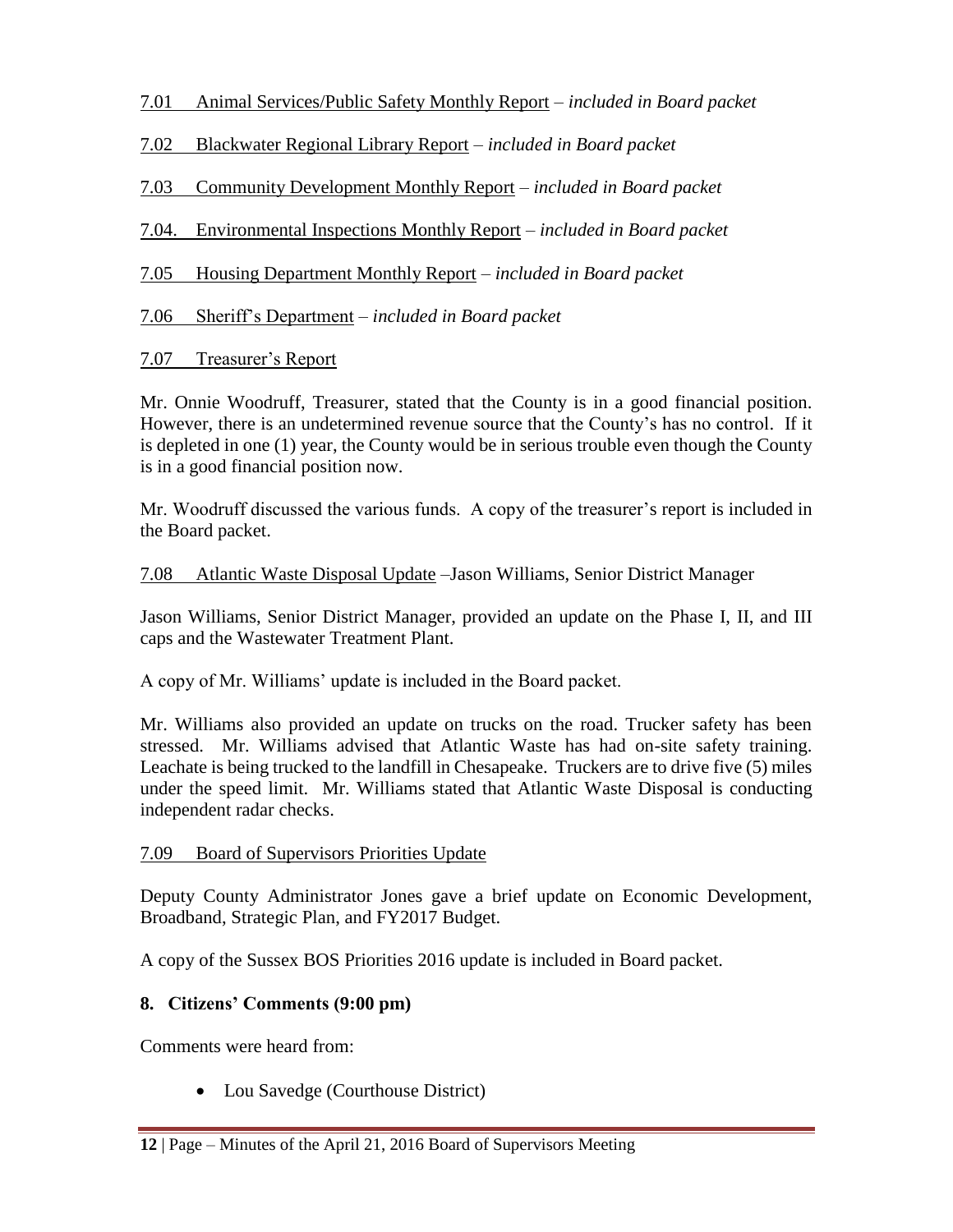7.01 Animal Services/Public Safety Monthly Report – *included in Board packet*

7.02 Blackwater Regional Library Report – *included in Board packet*

7.03 Community Development Monthly Report – *included in Board packet*

7.04. Environmental Inspections Monthly Report – *included in Board packet*

7.05 Housing Department Monthly Report – *included in Board packet*

7.06 Sheriff's Department – *included in Board packet*

7.07 Treasurer's Report

Mr. Onnie Woodruff, Treasurer, stated that the County is in a good financial position. However, there is an undetermined revenue source that the County's has no control. If it is depleted in one (1) year, the County would be in serious trouble even though the County is in a good financial position now.

Mr. Woodruff discussed the various funds. A copy of the treasurer's report is included in the Board packet.

7.08 Atlantic Waste Disposal Update –Jason Williams, Senior District Manager

Jason Williams, Senior District Manager, provided an update on the Phase I, II, and III caps and the Wastewater Treatment Plant.

A copy of Mr. Williams' update is included in the Board packet.

Mr. Williams also provided an update on trucks on the road. Trucker safety has been stressed. Mr. Williams advised that Atlantic Waste has had on-site safety training. Leachate is being trucked to the landfill in Chesapeake. Truckers are to drive five (5) miles under the speed limit. Mr. Williams stated that Atlantic Waste Disposal is conducting independent radar checks.

7.09 Board of Supervisors Priorities Update

Deputy County Administrator Jones gave a brief update on Economic Development, Broadband, Strategic Plan, and FY2017 Budget.

A copy of the Sussex BOS Priorities 2016 update is included in Board packet.

**8. Citizens' Comments (9:00 pm)**

Comments were heard from:

- Lou Savedge (Courthouse District)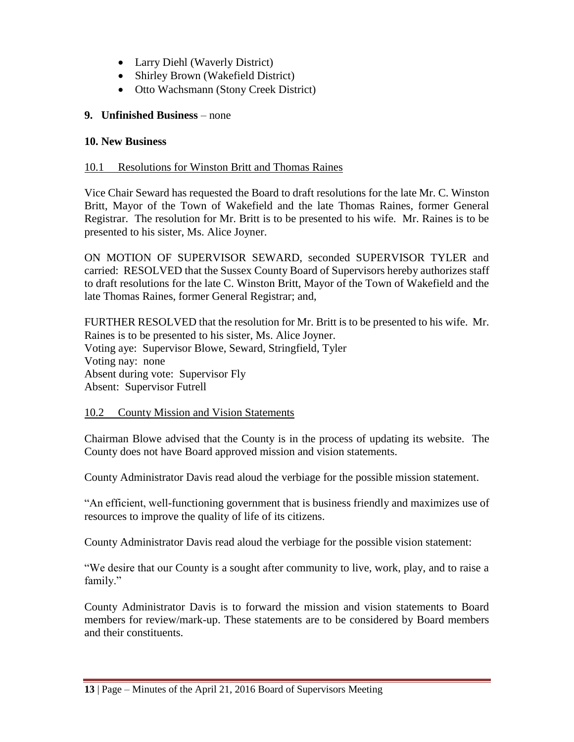- Larry Diehl (Waverly District)
- Shirley Brown (Wakefield District)
- Otto Wachsmann (Stony Creek District)

**9. Unfinished Business** – none

**10. New Business**

<u>10.1 Resolutions for Winston Britt and Thomas Raines</u>

Vice Chair Seward has requested the Board to draft resolutions for the late Mr. C. Winston Britt, Mayor of the Town of Wakefield and the late Thomas Raines, former General Registrar. The resolution for Mr. Britt is to be presented to his wife. Mr. Raines is to be presented to his sister, Ms. Alice Joyner.

ON MOTION OF SUPERVISOR SEWARD, seconded SUPERVISOR TYLER and carried: RESOLVED that the Sussex County Board of Supervisors hereby authorizes staff to draft resolutions for the late C. Winston Britt, Mayor of the Town of Wakefield and the late Thomas Raines, former General Registrar; and,

FURTHER RESOLVED that the resolution for Mr. Britt is to be presented to his wife. Mr. Raines is to be presented to his sister, Ms. Alice Joyner.
Voting aye: Supervisor Blowe, Seward, Stringfield, Tyler
Voting nay: none
Absent during vote: Supervisor Fly
Absent: Supervisor Futrell

<u>10.2 County Mission and Vision Statements</u>

Chairman Blowe advised that the County is in the process of updating its website. The County does not have Board approved mission and vision statements.

County Administrator Davis read aloud the verbiage for the possible mission statement.

"An efficient, well-functioning government that is business friendly and maximizes use of resources to improve the quality of life of its citizens.

County Administrator Davis read aloud the verbiage for the possible vision statement:

"We desire that our County is a sought after community to live, work, play, and to raise a family."

County Administrator Davis is to forward the mission and vision statements to Board members for review/mark-up. These statements are to be considered by Board members and their constituents.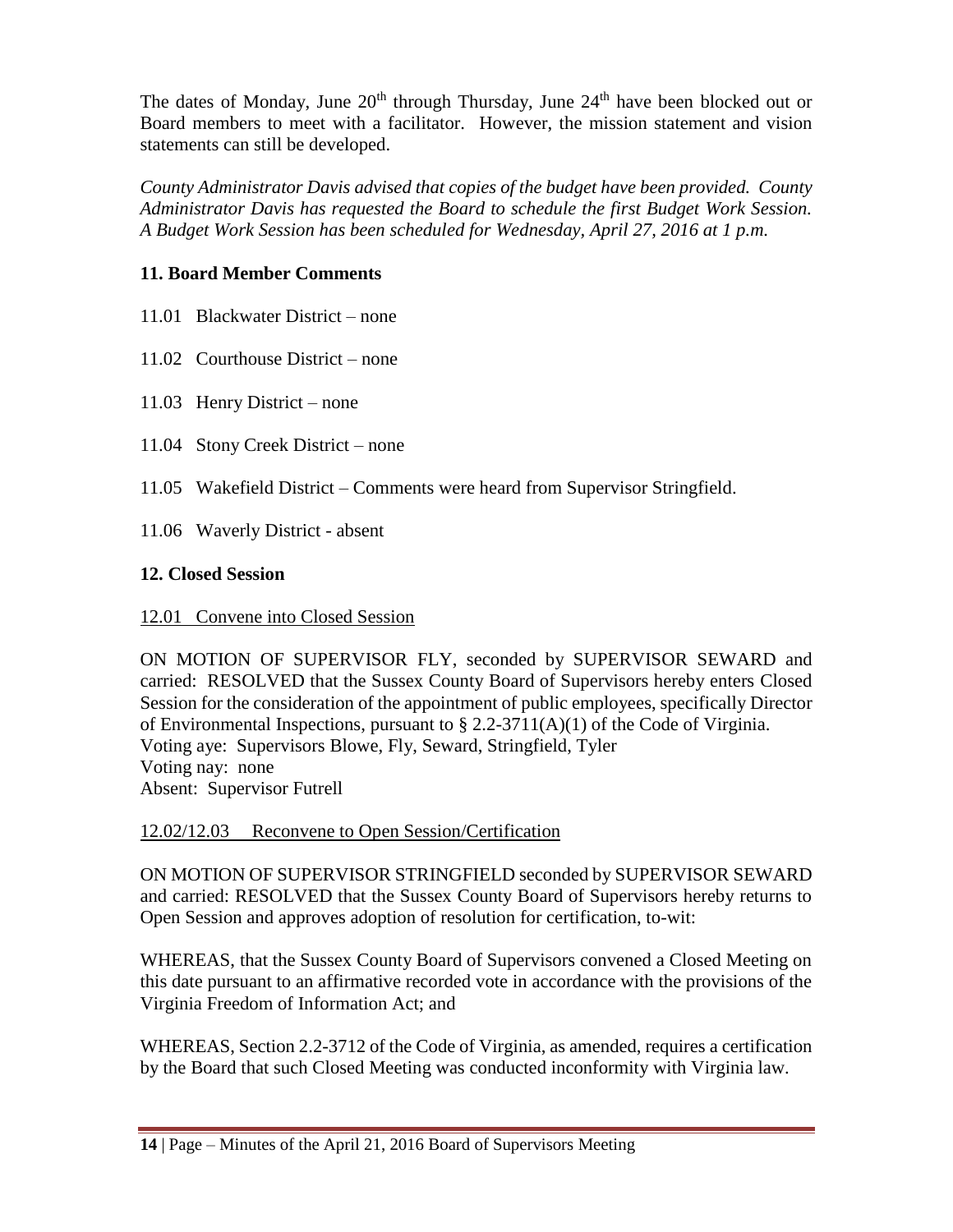The dates of Monday, June 20th through Thursday, June 24th have been blocked out or Board members to meet with a facilitator. However, the mission statement and vision statements can still be developed.

*County Administrator Davis advised that copies of the budget have been provided. County Administrator Davis has requested the Board to schedule the first Budget Work Session. A Budget Work Session has been scheduled for Wednesday, April 27, 2016 at 1 p.m.*

## 11. Board Member Comments

11.01 Blackwater District – none

11.02 Courthouse District – none

11.03 Henry District – none

11.04 Stony Creek District – none

11.05 Wakefield District – Comments were heard from Supervisor Stringfield.

11.06 Waverly District - absent

## 12. Closed Session

12.01 Convene into Closed Session

ON MOTION OF SUPERVISOR FLY, seconded by SUPERVISOR SEWARD and carried: RESOLVED that the Sussex County Board of Supervisors hereby enters Closed Session for the consideration of the appointment of public employees, specifically Director of Environmental Inspections, pursuant to § 2.2-3711(A)(1) of the Code of Virginia.
Voting aye: Supervisors Blowe, Fly, Seward, Stringfield, Tyler
Voting nay: none
Absent: Supervisor Futrell

12.02/12.03 Reconvene to Open Session/Certification

ON MOTION OF SUPERVISOR STRINGFIELD seconded by SUPERVISOR SEWARD and carried: RESOLVED that the Sussex County Board of Supervisors hereby returns to Open Session and approves adoption of resolution for certification, to-wit:

WHEREAS, that the Sussex County Board of Supervisors convened a Closed Meeting on this date pursuant to an affirmative recorded vote in accordance with the provisions of the Virginia Freedom of Information Act; and

WHEREAS, Section 2.2-3712 of the Code of Virginia, as amended, requires a certification by the Board that such Closed Meeting was conducted inconformity with Virginia law.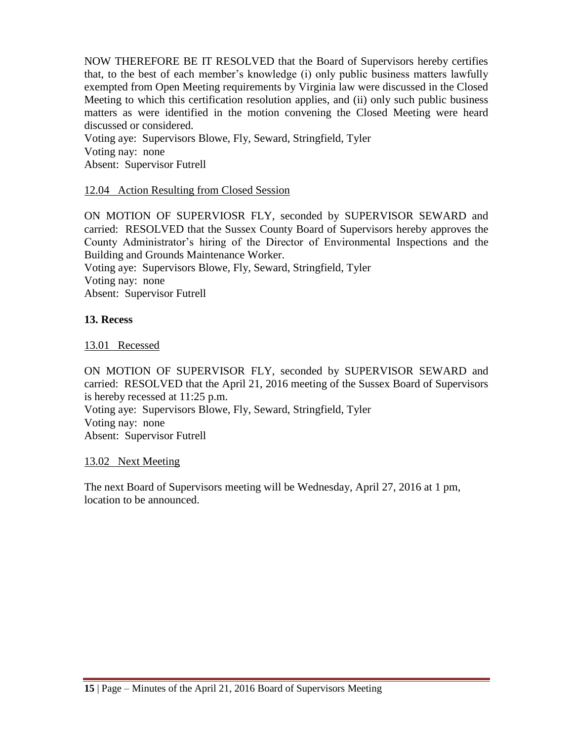NOW THEREFORE BE IT RESOLVED that the Board of Supervisors hereby certifies that, to the best of each member's knowledge (i) only public business matters lawfully exempted from Open Meeting requirements by Virginia law were discussed in the Closed Meeting to which this certification resolution applies, and (ii) only such public business matters as were identified in the motion convening the Closed Meeting were heard discussed or considered.

Voting aye: Supervisors Blowe, Fly, Seward, Stringfield, Tyler
Voting nay: none
Absent: Supervisor Futrell

12.04 Action Resulting from Closed Session

ON MOTION OF SUPERVIOSR FLY, seconded by SUPERVISOR SEWARD and carried: RESOLVED that the Sussex County Board of Supervisors hereby approves the County Administrator's hiring of the Director of Environmental Inspections and the Building and Grounds Maintenance Worker.

Voting aye: Supervisors Blowe, Fly, Seward, Stringfield, Tyler
Voting nay: none
Absent: Supervisor Futrell

**13. Recess**

13.01 Recessed

ON MOTION OF SUPERVISOR FLY, seconded by SUPERVISOR SEWARD and carried: RESOLVED that the April 21, 2016 meeting of the Sussex Board of Supervisors is hereby recessed at 11:25 p.m.

Voting aye: Supervisors Blowe, Fly, Seward, Stringfield, Tyler
Voting nay: none
Absent: Supervisor Futrell

13.02 Next Meeting

The next Board of Supervisors meeting will be Wednesday, April 27, 2016 at 1 pm, location to be announced.